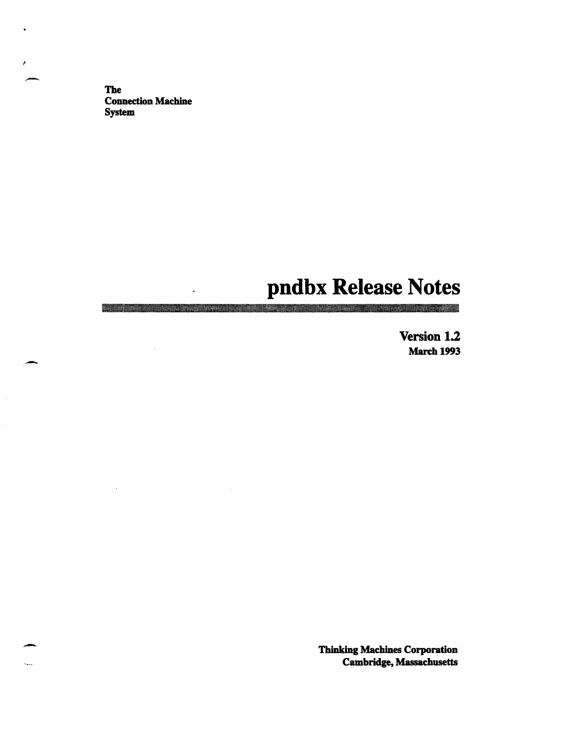**The**
**Connection Machine**
**System**

# pndbx Release Notes

**Version 1.2**
**March 1993**

**Thinking Machines Corporation**
**Cambridge, Massachusetts**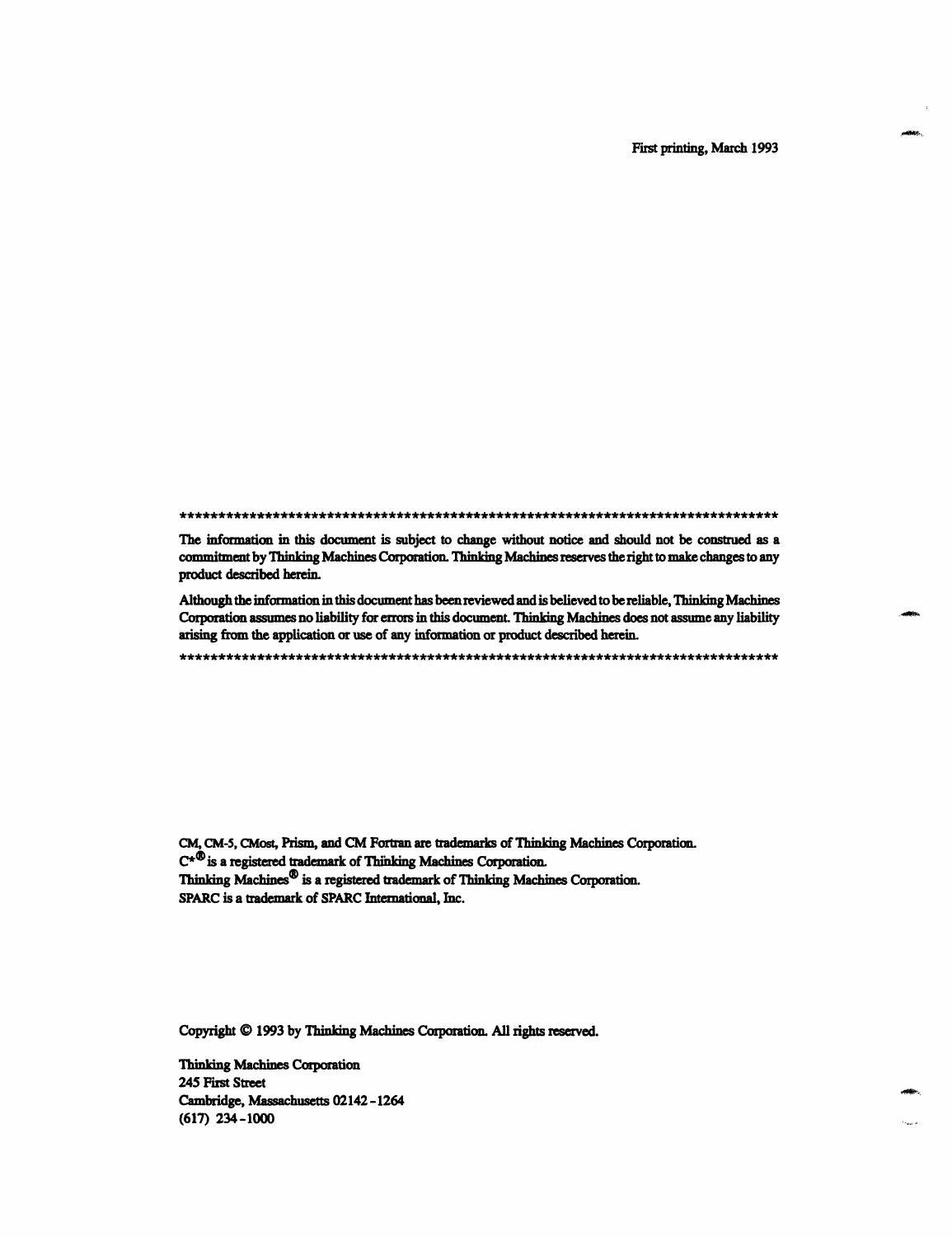First printing, March 1993

*************************************************************************************

The information in this document is subject to change without notice and should not be construed as a commitment by Thinking Machines Corporation. Thinking Machines reserves the right to make changes to any product described herein.

Although the information in this document has been reviewed and is believed to be reliable, Thinking Machines Corporation assumes no liability for errors in this document. Thinking Machines does not assume any liability arising from the application or use of any information or product described herein.

*************************************************************************************

CM, CM-5, CMost, Prism, and CM Fortran are trademarks of Thinking Machines Corporation.
C*® is a registered trademark of Thinking Machines Corporation.
Thinking Machines® is a registered trademark of Thinking Machines Corporation.
SPARC is a trademark of SPARC International, Inc.

Copyright © 1993 by Thinking Machines Corporation. All rights reserved.

Thinking Machines Corporation
245 First Street
Cambridge, Massachusetts 02142-1264
(617) 234-1000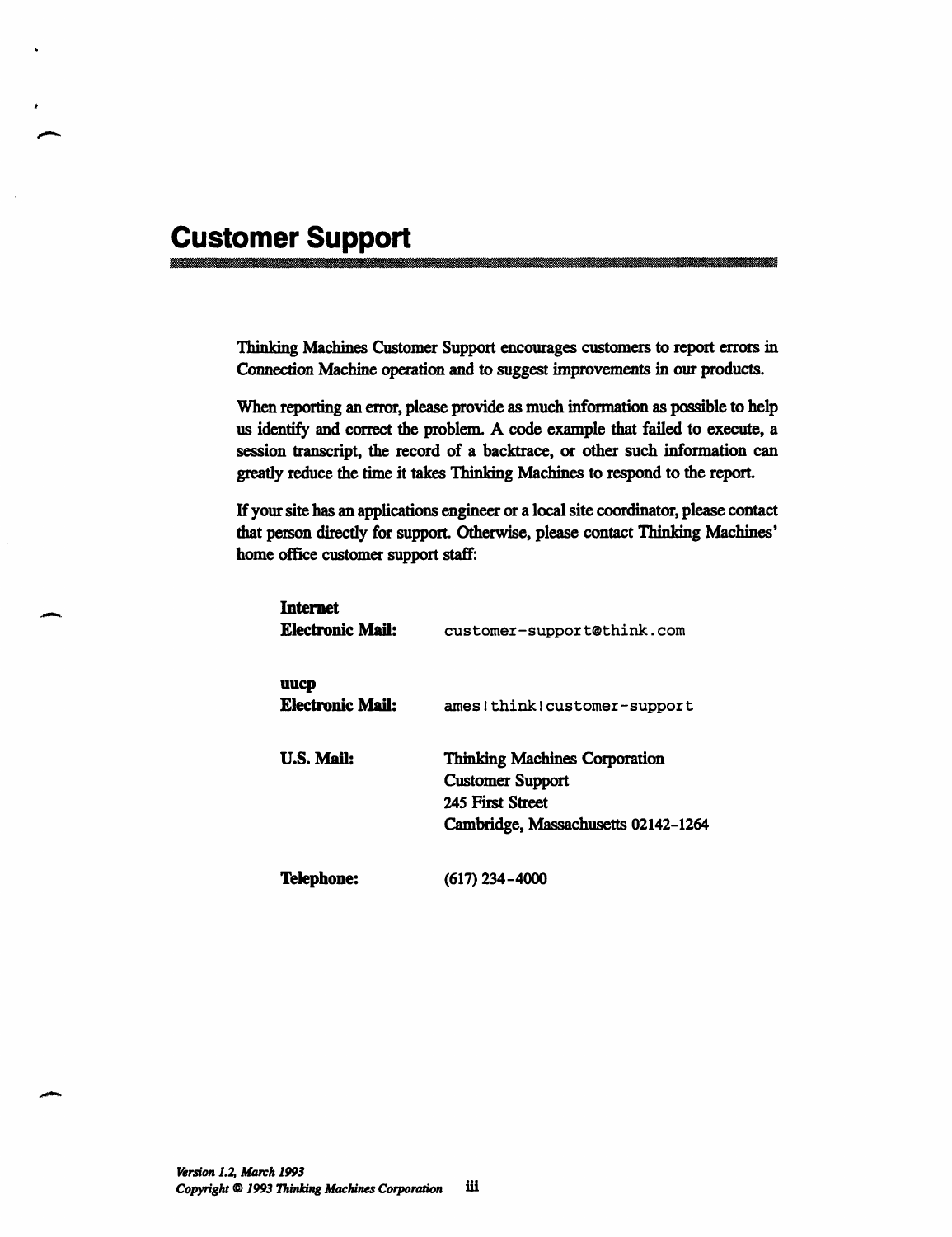# Customer Support

Thinking Machines Customer Support encourages customers to report errors in Connection Machine operation and to suggest improvements in our products.

When reporting an error, please provide as much information as possible to help us identify and correct the problem. A code example that failed to execute, a session transcript, the record of a backtrace, or other such information can greatly reduce the time it takes Thinking Machines to respond to the report.

If your site has an applications engineer or a local site coordinator, please contact that person directly for support. Otherwise, please contact Thinking Machines' home office customer support staff:

**Internet Electronic Mail:** `customer-support@think.com`

**uucp Electronic Mail:** `ames!think!customer-support`

**U.S. Mail:**
Thinking Machines Corporation
Customer Support
245 First Street
Cambridge, Massachusetts 02142-1264

**Telephone:** (617) 234-4000

*Version 1.2, March 1993*
*Copyright © 1993 Thinking Machines Corporation*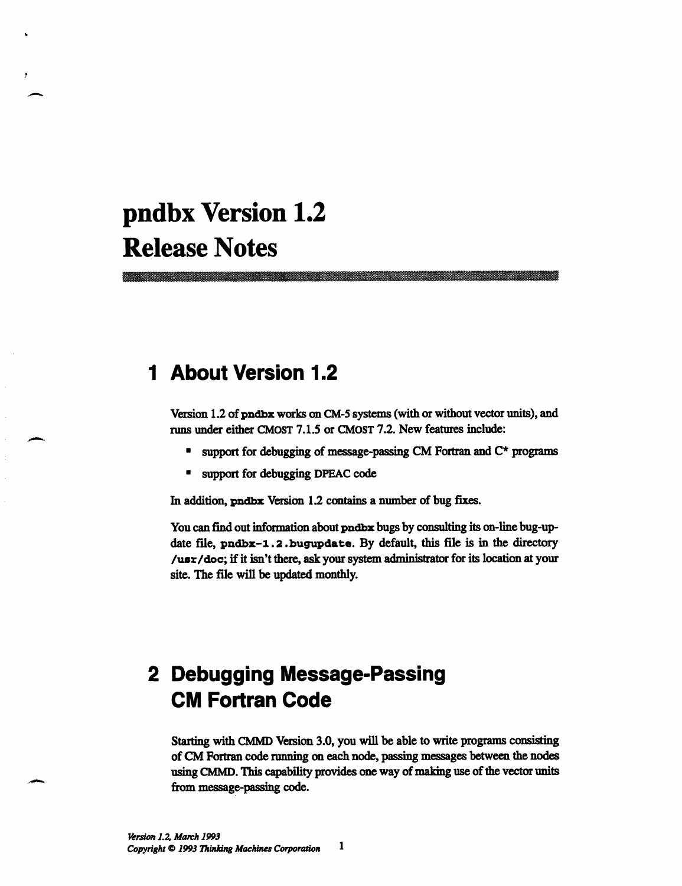# pndbx Version 1.2 Release Notes

## 1 About Version 1.2

Version 1.2 of **pndbx** works on CM-5 systems (with or without vector units), and runs under either CMOST 7.1.5 or CMOST 7.2. New features include:

- support for debugging of message-passing CM Fortran and C* programs
- support for debugging DPEAC code

In addition, **pndbx** Version 1.2 contains a number of bug fixes.

You can find out information about **pndbx** bugs by consulting its on-line bug-update file, **pndbx-1.2.bugupdate**. By default, this file is in the directory **/usr/doc**; if it isn't there, ask your system administrator for its location at your site. The file will be updated monthly.

## 2 Debugging Message-Passing CM Fortran Code

Starting with CMMD Version 3.0, you will be able to write programs consisting of CM Fortran code running on each node, passing messages between the nodes using CMMD. This capability provides one way of making use of the vector units from message-passing code.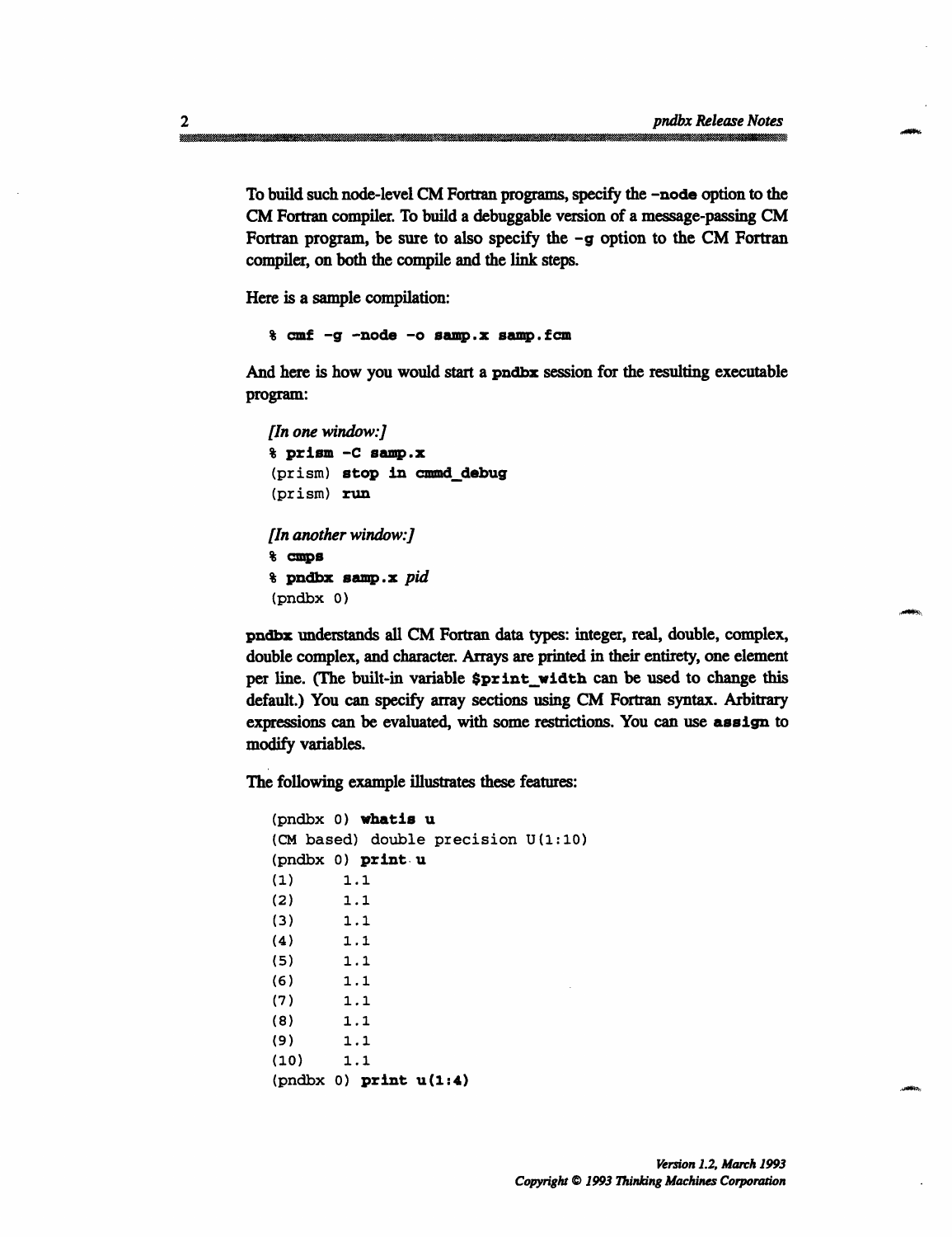To build such node-level CM Fortran programs, specify the **-node** option to the CM Fortran compiler. To build a debuggable version of a message-passing CM Fortran program, be sure to also specify the **-g** option to the CM Fortran compiler, on both the compile and the link steps.

Here is a sample compilation:

```
% cmf -g -node -o samp.x samp.fcm
```

And here is how you would start a **pndbx** session for the resulting executable program:

```
[In one window:]
% prism -C samp.x
(prism) stop in cmmd_debug
(prism) run

[In another window:]
% cmps
% pndbx samp.x pid
(pndbx 0)
```

**pndbx** understands all CM Fortran data types: integer, real, double, complex, double complex, and character. Arrays are printed in their entirety, one element per line. (The built-in variable **$print_width** can be used to change this default.) You can specify array sections using CM Fortran syntax. Arbitrary expressions can be evaluated, with some restrictions. You can use **assign** to modify variables.

The following example illustrates these features:

```
(pndbx 0) whatis u
(CM based) double precision U(1:10)
(pndbx 0) print u
(1)     1.1
(2)     1.1
(3)     1.1
(4)     1.1
(5)     1.1
(6)     1.1
(7)     1.1
(8)     1.1
(9)     1.1
(10)    1.1
(pndbx 0) print u(1:4)
```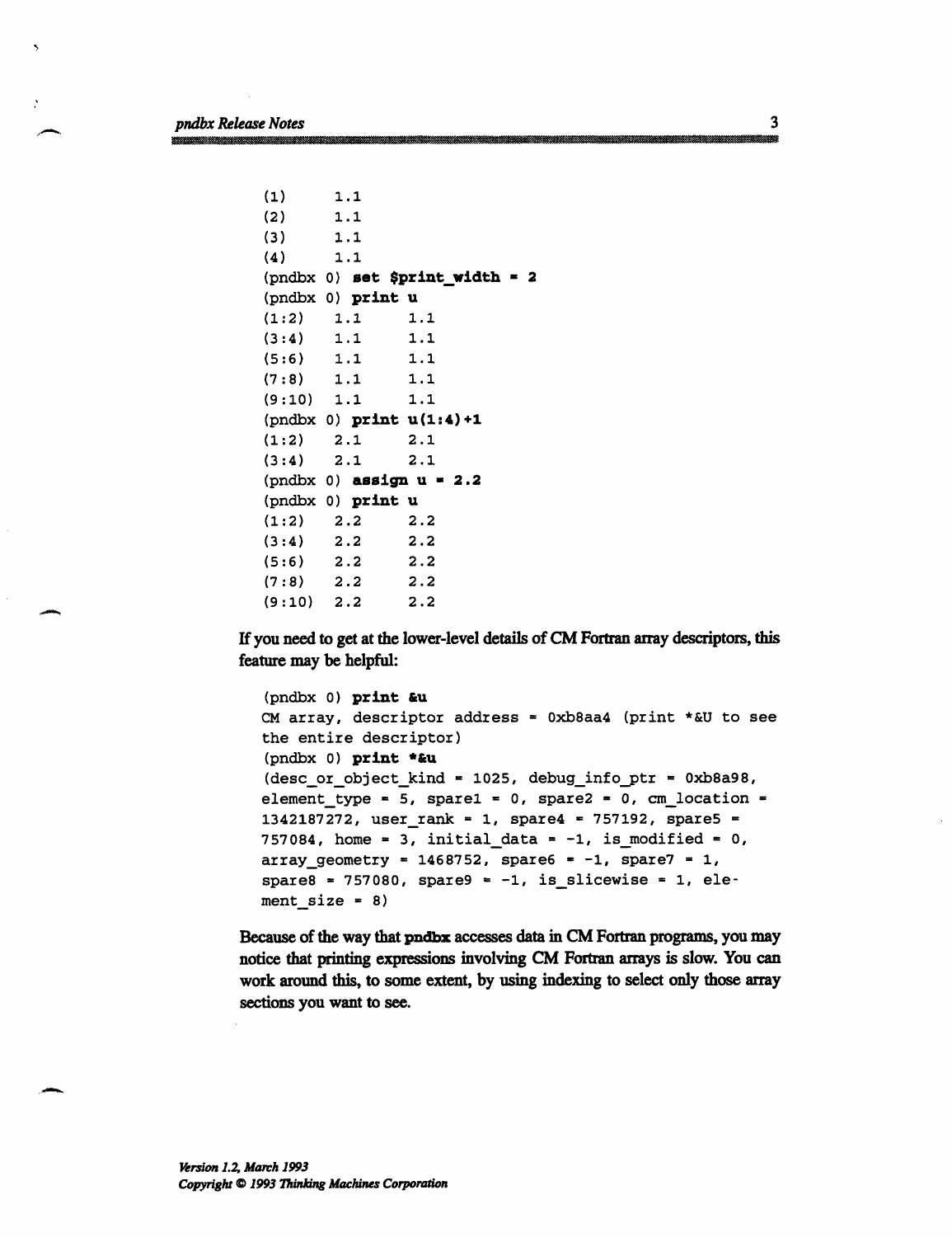```
(1)     1.1
(2)     1.1
(3)     1.1
(4)     1.1
(pndbx 0) set $print_width = 2
(pndbx 0) print u
(1:2)   1.1     1.1
(3:4)   1.1     1.1
(5:6)   1.1     1.1
(7:8)   1.1     1.1
(9:10)  1.1     1.1
(pndbx 0) print u(1:4)+1
(1:2)   2.1     2.1
(3:4)   2.1     2.1
(pndbx 0) assign u = 2.2
(pndbx 0) print u
(1:2)   2.2     2.2
(3:4)   2.2     2.2
(5:6)   2.2     2.2
(7:8)   2.2     2.2
(9:10)  2.2     2.2
```

If you need to get at the lower-level details of CM Fortran array descriptors, this feature may be helpful:

```
(pndbx 0) print &u
CM array, descriptor address = 0xb8aa4 (print *&U to see
the entire descriptor)
(pndbx 0) print *&u
(desc_or_object_kind = 1025, debug_info_ptr = 0xb8a98,
element_type = 5, spare1 = 0, spare2 = 0, cm_location =
1342187272, user_rank = 1, spare4 = 757192, spare5 =
757084, home = 3, initial_data = -1, is_modified = 0,
array_geometry = 1468752, spare6 = -1, spare7 = 1,
spare8 = 757080, spare9 = -1, is_slicewise = 1, ele-
ment_size = 8)
```

Because of the way that **pndbx** accesses data in CM Fortran programs, you may notice that printing expressions involving CM Fortran arrays is slow. You can work around this, to some extent, by using indexing to select only those array sections you want to see.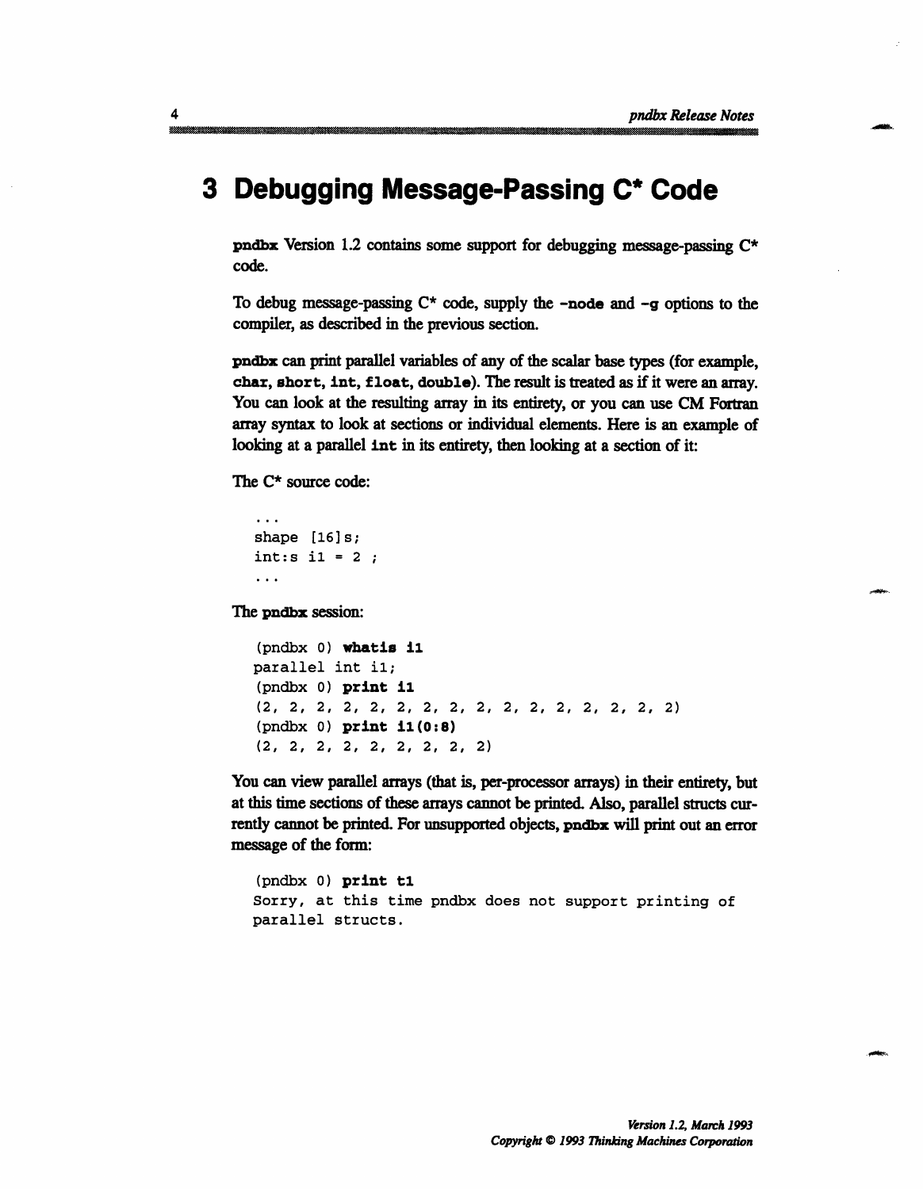# 3 Debugging Message-Passing C* Code

**pndbx** Version 1.2 contains some support for debugging message-passing C* code.

To debug message-passing C* code, supply the **-node** and **-g** options to the compiler, as described in the previous section.

**pndbx** can print parallel variables of any of the scalar base types (for example, **char**, **short**, **int**, **float**, **double**). The result is treated as if it were an array. You can look at the resulting array in its entirety, or you can use CM Fortran array syntax to look at sections or individual elements. Here is an example of looking at a parallel **int** in its entirety, then looking at a section of it:

The C* source code:

```
...
shape [16]s;
int:s i1 = 2 ;
...
```

The **pndbx** session:

```
(pndbx 0) whatis i1
parallel int i1;
(pndbx 0) print i1
(2, 2, 2, 2, 2, 2, 2, 2, 2, 2, 2, 2, 2, 2, 2, 2)
(pndbx 0) print i1(0:8)
(2, 2, 2, 2, 2, 2, 2, 2, 2)
```

You can view parallel arrays (that is, per-processor arrays) in their entirety, but at this time sections of these arrays cannot be printed. Also, parallel structs currently cannot be printed. For unsupported objects, **pndbx** will print out an error message of the form:

```
(pndbx 0) print t1
Sorry, at this time pndbx does not support printing of
parallel structs.
```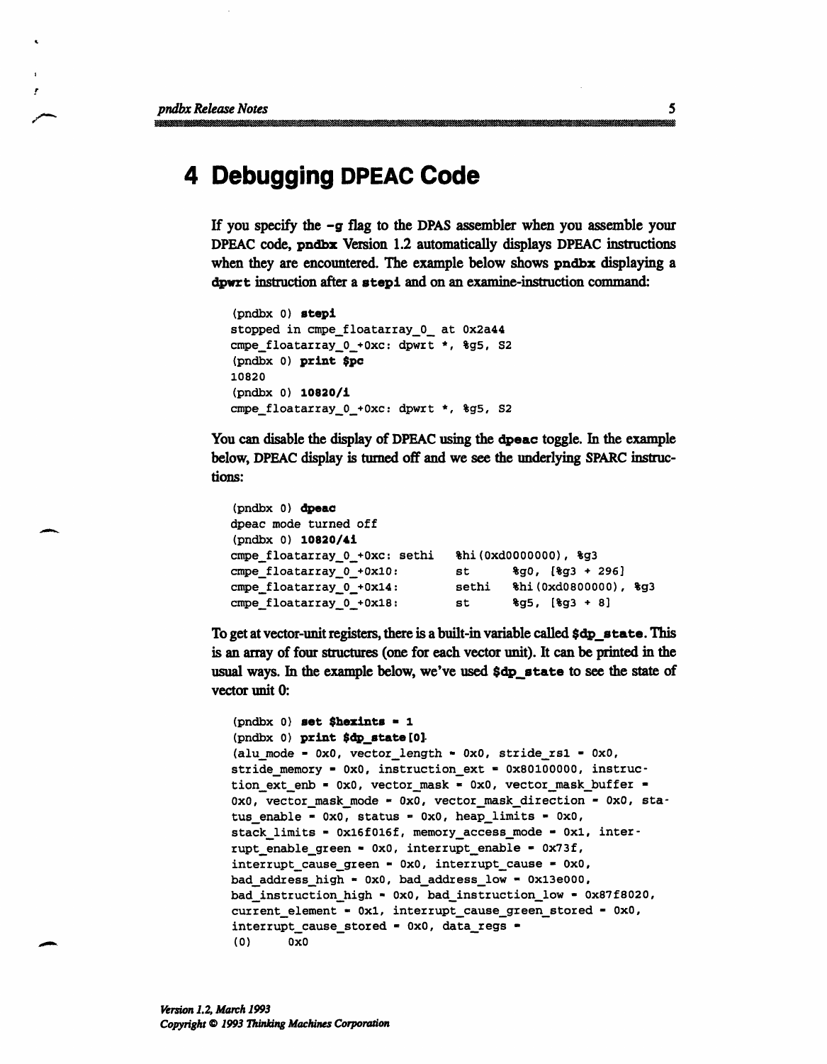# 4 Debugging DPEAC Code

If you specify the **-g** flag to the DPAS assembler when you assemble your DPEAC code, **pndbx** Version 1.2 automatically displays DPEAC instructions when they are encountered. The example below shows **pndbx** displaying a **dpwrt** instruction after a **stepi** and on an examine-instruction command:

```
(pndbx 0) stepi
stopped in cmpe_floatarray_0_ at 0x2a44
cmpe_floatarray_0_+0xc: dpwrt *, %g5, S2
(pndbx 0) print $pc
10820
(pndbx 0) 10820/i
cmpe_floatarray_0_+0xc: dpwrt *, %g5, S2
```

You can disable the display of DPEAC using the **dpeac** toggle. In the example below, DPEAC display is turned off and we see the underlying SPARC instructions:

```
(pndbx 0) dpeac
dpeac mode turned off
(pndbx 0) 10820/4i
cmpe_floatarray_0_+0xc: sethi   %hi(0xd0000000), %g3
cmpe_floatarray_0_+0x10:        st      %g0, [%g3 + 296]
cmpe_floatarray_0_+0x14:        sethi   %hi(0xd0800000), %g3
cmpe_floatarray_0_+0x18:        st      %g5, [%g3 + 8]
```

To get at vector-unit registers, there is a built-in variable called **$dp_state**. This is an array of four structures (one for each vector unit). It can be printed in the usual ways. In the example below, we've used **$dp_state** to see the state of vector unit 0:

```
(pndbx 0) set $hexints = 1
(pndbx 0) print $dp_state[0]
(alu_mode = 0x0, vector_length = 0x0, stride_rs1 = 0x0,
stride_memory = 0x0, instruction_ext = 0x80100000, instruc-
tion_ext_enb = 0x0, vector_mask = 0x0, vector_mask_buffer =
0x0, vector_mask_mode = 0x0, vector_mask_direction = 0x0, sta-
tus_enable = 0x0, status = 0x0, heap_limits = 0x0,
stack_limits = 0x16f016f, memory_access_mode = 0x1, inter-
rupt_enable_green = 0x0, interrupt_enable = 0x73f,
interrupt_cause_green = 0x0, interrupt_cause = 0x0,
bad_address_high = 0x0, bad_address_low = 0x13e000,
bad_instruction_high = 0x0, bad_instruction_low = 0x87f8020,
current_element = 0x1, interrupt_cause_green_stored = 0x0,
interrupt_cause_stored = 0x0, data_regs =
(0)     0x0
```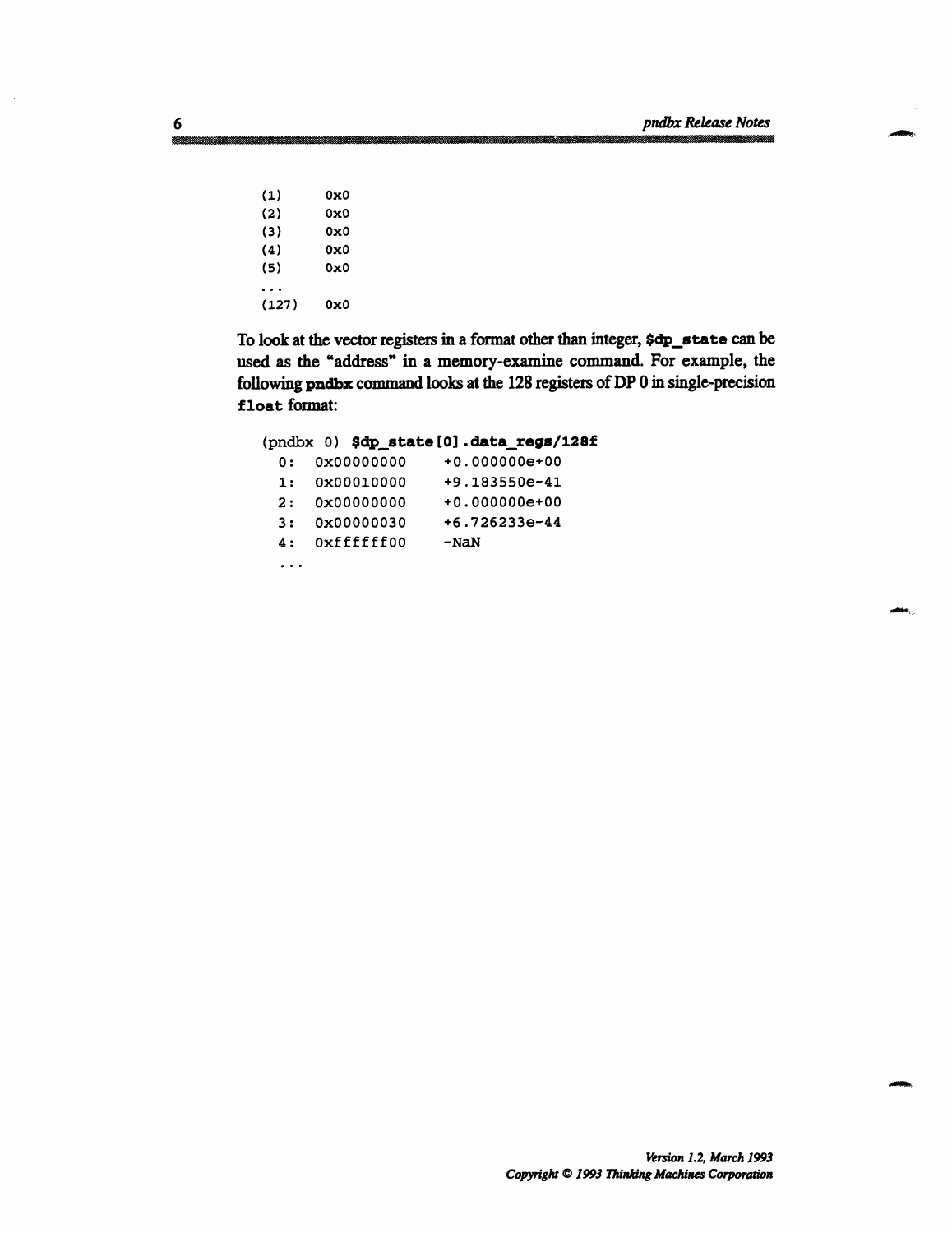```
(1)     0x0
(2)     0x0
(3)     0x0
(4)     0x0
(5)     0x0
...
(127)   0x0
```

To look at the vector registers in a format other than integer, **`$dp_state`** can be used as the "address" in a memory-examine command. For example, the following **`pndbx`** command looks at the 128 registers of DP 0 in single-precision **`float`** format:

```
(pndbx 0) $dp_state[0].data_regs/128f
  0:  0x00000000    +0.000000e+00
  1:  0x00010000    +9.183550e-41
  2:  0x00000000    +0.000000e+00
  3:  0x00000030    +6.726233e-44
  4:  0xffffff00    -NaN
  ...
```